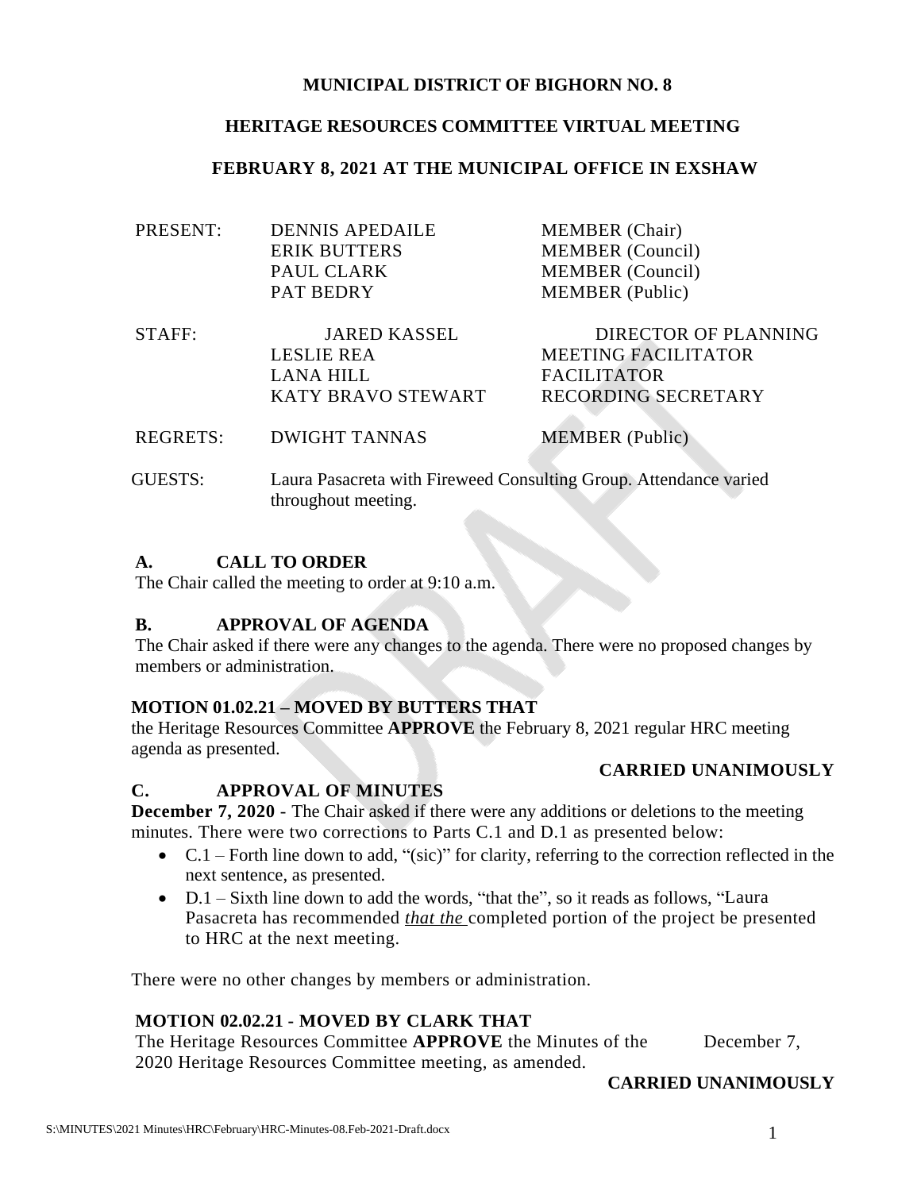**MUNICIPAL DISTRICT OF BIGHORN NO. 8**

**HERITAGE RESOURCES COMMITTEE VIRTUAL MEETING**

**FEBRUARY 8, 2021 AT THE MUNICIPAL OFFICE IN EXSHAW**

| | | |
|---|---|---|
| PRESENT: | DENNIS APEDAILE | MEMBER (Chair) |
| | ERIK BUTTERS | MEMBER (Council) |
| | PAUL CLARK | MEMBER (Council) |
| | PAT BEDRY | MEMBER (Public) |
| STAFF: | JARED KASSEL | DIRECTOR OF PLANNING |
| | LESLIE REA | MEETING FACILITATOR |
| | LANA HILL | FACILITATOR |
| | KATY BRAVO STEWART | RECORDING SECRETARY |
| REGRETS: | DWIGHT TANNAS | MEMBER (Public) |
| GUESTS: | Laura Pasacreta with Fireweed Consulting Group. Attendance varied throughout meeting. | |

## A. CALL TO ORDER

The Chair called the meeting to order at 9:10 a.m.

## B. APPROVAL OF AGENDA

The Chair asked if there were any changes to the agenda. There were no proposed changes by members or administration.

**MOTION 01.02.21 – MOVED BY BUTTERS THAT**
the Heritage Resources Committee **APPROVE** the February 8, 2021 regular HRC meeting agenda as presented.

**CARRIED UNANIMOUSLY**

## C. APPROVAL OF MINUTES

**December 7, 2020** - The Chair asked if there were any additions or deletions to the meeting minutes. There were two corrections to Parts C.1 and D.1 as presented below:

- C.1 – Forth line down to add, "(sic)" for clarity, referring to the correction reflected in the next sentence, as presented.
- D.1 – Sixth line down to add the words, "that the", so it reads as follows, "Laura Pasacreta has recommended ***that the*** completed portion of the project be presented to HRC at the next meeting.

There were no other changes by members or administration.

**MOTION 02.02.21 - MOVED BY CLARK THAT**
The Heritage Resources Committee **APPROVE** the Minutes of the December 7, 2020 Heritage Resources Committee meeting, as amended.

**CARRIED UNANIMOUSLY**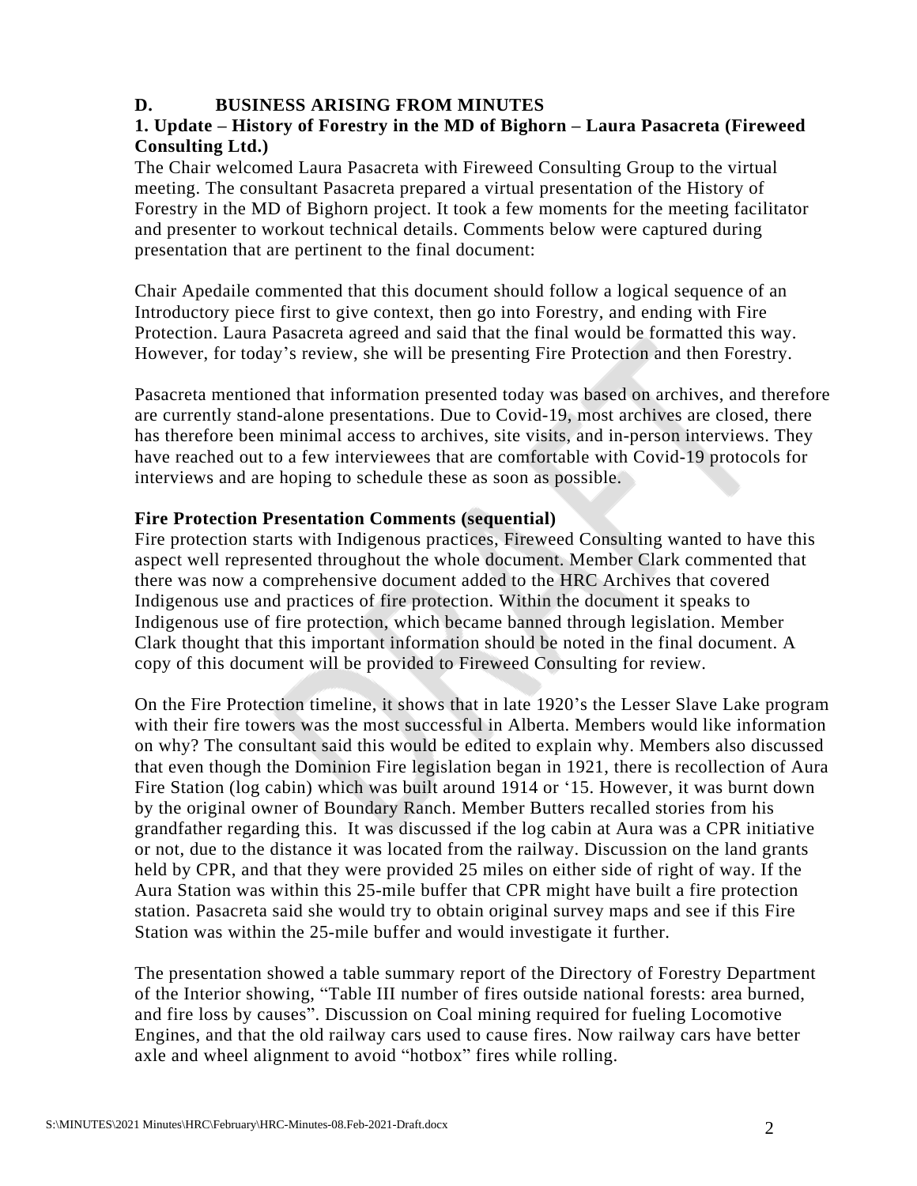**D. BUSINESS ARISING FROM MINUTES**

**1. Update – History of Forestry in the MD of Bighorn – Laura Pasacreta (Fireweed Consulting Ltd.)**

The Chair welcomed Laura Pasacreta with Fireweed Consulting Group to the virtual meeting. The consultant Pasacreta prepared a virtual presentation of the History of Forestry in the MD of Bighorn project. It took a few moments for the meeting facilitator and presenter to workout technical details. Comments below were captured during presentation that are pertinent to the final document:

Chair Apedaile commented that this document should follow a logical sequence of an Introductory piece first to give context, then go into Forestry, and ending with Fire Protection. Laura Pasacreta agreed and said that the final would be formatted this way. However, for today's review, she will be presenting Fire Protection and then Forestry.

Pasacreta mentioned that information presented today was based on archives, and therefore are currently stand-alone presentations. Due to Covid-19, most archives are closed, there has therefore been minimal access to archives, site visits, and in-person interviews. They have reached out to a few interviewees that are comfortable with Covid-19 protocols for interviews and are hoping to schedule these as soon as possible.

**Fire Protection Presentation Comments (sequential)**

Fire protection starts with Indigenous practices, Fireweed Consulting wanted to have this aspect well represented throughout the whole document. Member Clark commented that there was now a comprehensive document added to the HRC Archives that covered Indigenous use and practices of fire protection. Within the document it speaks to Indigenous use of fire protection, which became banned through legislation. Member Clark thought that this important information should be noted in the final document. A copy of this document will be provided to Fireweed Consulting for review.

On the Fire Protection timeline, it shows that in late 1920's the Lesser Slave Lake program with their fire towers was the most successful in Alberta. Members would like information on why? The consultant said this would be edited to explain why. Members also discussed that even though the Dominion Fire legislation began in 1921, there is recollection of Aura Fire Station (log cabin) which was built around 1914 or '15. However, it was burnt down by the original owner of Boundary Ranch. Member Butters recalled stories from his grandfather regarding this. It was discussed if the log cabin at Aura was a CPR initiative or not, due to the distance it was located from the railway. Discussion on the land grants held by CPR, and that they were provided 25 miles on either side of right of way. If the Aura Station was within this 25-mile buffer that CPR might have built a fire protection station. Pasacreta said she would try to obtain original survey maps and see if this Fire Station was within the 25-mile buffer and would investigate it further.

The presentation showed a table summary report of the Directory of Forestry Department of the Interior showing, "Table III number of fires outside national forests: area burned, and fire loss by causes". Discussion on Coal mining required for fueling Locomotive Engines, and that the old railway cars used to cause fires. Now railway cars have better axle and wheel alignment to avoid "hotbox" fires while rolling.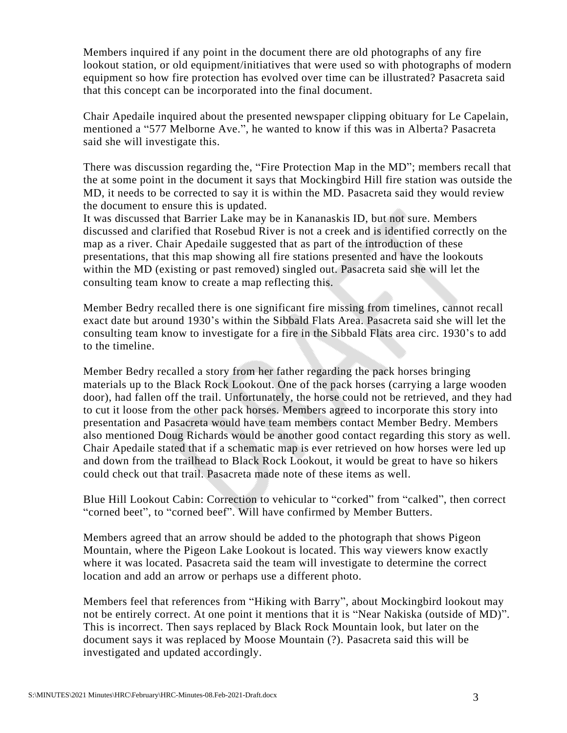Members inquired if any point in the document there are old photographs of any fire lookout station, or old equipment/initiatives that were used so with photographs of modern equipment so how fire protection has evolved over time can be illustrated? Pasacreta said that this concept can be incorporated into the final document.

Chair Apedaile inquired about the presented newspaper clipping obituary for Le Capelain, mentioned a "577 Melborne Ave.", he wanted to know if this was in Alberta? Pasacreta said she will investigate this.

There was discussion regarding the, "Fire Protection Map in the MD"; members recall that the at some point in the document it says that Mockingbird Hill fire station was outside the MD, it needs to be corrected to say it is within the MD. Pasacreta said they would review the document to ensure this is updated.
It was discussed that Barrier Lake may be in Kananaskis ID, but not sure. Members discussed and clarified that Rosebud River is not a creek and is identified correctly on the map as a river. Chair Apedaile suggested that as part of the introduction of these presentations, that this map showing all fire stations presented and have the lookouts within the MD (existing or past removed) singled out. Pasacreta said she will let the consulting team know to create a map reflecting this.

Member Bedry recalled there is one significant fire missing from timelines, cannot recall exact date but around 1930's within the Sibbald Flats Area. Pasacreta said she will let the consulting team know to investigate for a fire in the Sibbald Flats area circ. 1930's to add to the timeline.

Member Bedry recalled a story from her father regarding the pack horses bringing materials up to the Black Rock Lookout. One of the pack horses (carrying a large wooden door), had fallen off the trail. Unfortunately, the horse could not be retrieved, and they had to cut it loose from the other pack horses. Members agreed to incorporate this story into presentation and Pasacreta would have team members contact Member Bedry. Members also mentioned Doug Richards would be another good contact regarding this story as well. Chair Apedaile stated that if a schematic map is ever retrieved on how horses were led up and down from the trailhead to Black Rock Lookout, it would be great to have so hikers could check out that trail. Pasacreta made note of these items as well.

Blue Hill Lookout Cabin: Correction to vehicular to "corked" from "calked", then correct "corned beet", to "corned beef". Will have confirmed by Member Butters.

Members agreed that an arrow should be added to the photograph that shows Pigeon Mountain, where the Pigeon Lake Lookout is located. This way viewers know exactly where it was located. Pasacreta said the team will investigate to determine the correct location and add an arrow or perhaps use a different photo.

Members feel that references from "Hiking with Barry", about Mockingbird lookout may not be entirely correct. At one point it mentions that it is "Near Nakiska (outside of MD)". This is incorrect. Then says replaced by Black Rock Mountain look, but later on the document says it was replaced by Moose Mountain (?). Pasacreta said this will be investigated and updated accordingly.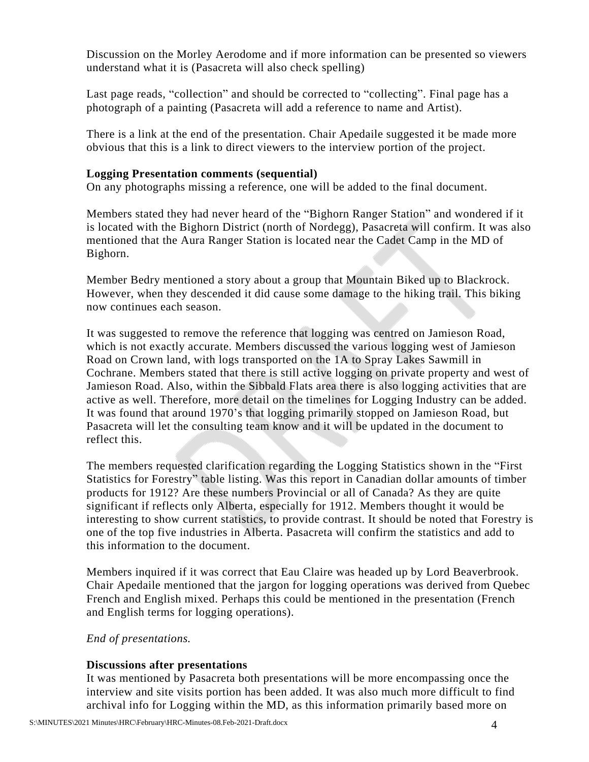Discussion on the Morley Aerodome and if more information can be presented so viewers understand what it is (Pasacreta will also check spelling)

Last page reads, “collection” and should be corrected to “collecting”. Final page has a photograph of a painting (Pasacreta will add a reference to name and Artist).

There is a link at the end of the presentation. Chair Apedaile suggested it be made more obvious that this is a link to direct viewers to the interview portion of the project.

**Logging Presentation comments (sequential)**

On any photographs missing a reference, one will be added to the final document.

Members stated they had never heard of the “Bighorn Ranger Station” and wondered if it is located with the Bighorn District (north of Nordegg), Pasacreta will confirm. It was also mentioned that the Aura Ranger Station is located near the Cadet Camp in the MD of Bighorn.

Member Bedry mentioned a story about a group that Mountain Biked up to Blackrock. However, when they descended it did cause some damage to the hiking trail. This biking now continues each season.

It was suggested to remove the reference that logging was centred on Jamieson Road, which is not exactly accurate. Members discussed the various logging west of Jamieson Road on Crown land, with logs transported on the 1A to Spray Lakes Sawmill in Cochrane. Members stated that there is still active logging on private property and west of Jamieson Road. Also, within the Sibbald Flats area there is also logging activities that are active as well. Therefore, more detail on the timelines for Logging Industry can be added. It was found that around 1970’s that logging primarily stopped on Jamieson Road, but Pasacreta will let the consulting team know and it will be updated in the document to reflect this.

The members requested clarification regarding the Logging Statistics shown in the “First Statistics for Forestry” table listing. Was this report in Canadian dollar amounts of timber products for 1912? Are these numbers Provincial or all of Canada? As they are quite significant if reflects only Alberta, especially for 1912. Members thought it would be interesting to show current statistics, to provide contrast. It should be noted that Forestry is one of the top five industries in Alberta. Pasacreta will confirm the statistics and add to this information to the document.

Members inquired if it was correct that Eau Claire was headed up by Lord Beaverbrook. Chair Apedaile mentioned that the jargon for logging operations was derived from Quebec French and English mixed. Perhaps this could be mentioned in the presentation (French and English terms for logging operations).

*End of presentations.*

**Discussions after presentations**

It was mentioned by Pasacreta both presentations will be more encompassing once the interview and site visits portion has been added. It was also much more difficult to find archival info for Logging within the MD, as this information primarily based more on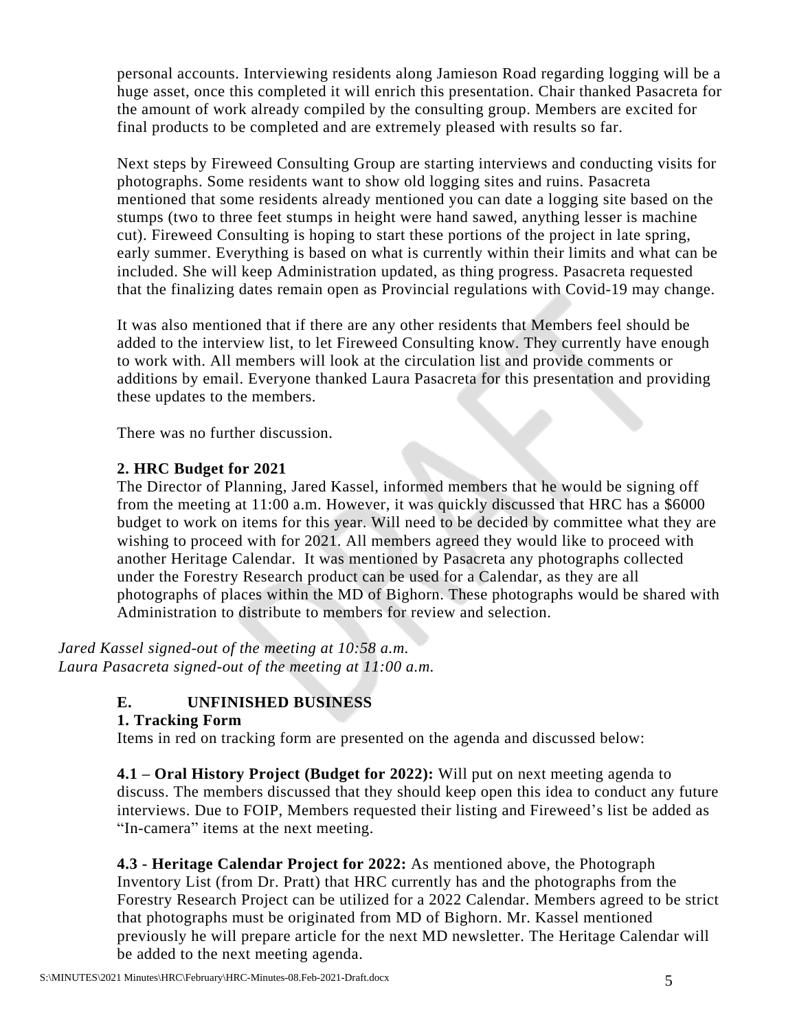personal accounts. Interviewing residents along Jamieson Road regarding logging will be a huge asset, once this completed it will enrich this presentation. Chair thanked Pasacreta for the amount of work already compiled by the consulting group. Members are excited for final products to be completed and are extremely pleased with results so far.

Next steps by Fireweed Consulting Group are starting interviews and conducting visits for photographs. Some residents want to show old logging sites and ruins. Pasacreta mentioned that some residents already mentioned you can date a logging site based on the stumps (two to three feet stumps in height were hand sawed, anything lesser is machine cut). Fireweed Consulting is hoping to start these portions of the project in late spring, early summer. Everything is based on what is currently within their limits and what can be included. She will keep Administration updated, as thing progress. Pasacreta requested that the finalizing dates remain open as Provincial regulations with Covid-19 may change.

It was also mentioned that if there are any other residents that Members feel should be added to the interview list, to let Fireweed Consulting know. They currently have enough to work with. All members will look at the circulation list and provide comments or additions by email. Everyone thanked Laura Pasacreta for this presentation and providing these updates to the members.

There was no further discussion.

**2. HRC Budget for 2021**

The Director of Planning, Jared Kassel, informed members that he would be signing off from the meeting at 11:00 a.m. However, it was quickly discussed that HRC has a $6000 budget to work on items for this year. Will need to be decided by committee what they are wishing to proceed with for 2021. All members agreed they would like to proceed with another Heritage Calendar. It was mentioned by Pasacreta any photographs collected under the Forestry Research product can be used for a Calendar, as they are all photographs of places within the MD of Bighorn. These photographs would be shared with Administration to distribute to members for review and selection.

*Jared Kassel signed-out of the meeting at 10:58 a.m.*
*Laura Pasacreta signed-out of the meeting at 11:00 a.m.*

**E. UNFINISHED BUSINESS**

**1. Tracking Form**

Items in red on tracking form are presented on the agenda and discussed below:

**4.1 – Oral History Project (Budget for 2022):** Will put on next meeting agenda to discuss. The members discussed that they should keep open this idea to conduct any future interviews. Due to FOIP, Members requested their listing and Fireweed's list be added as "In-camera" items at the next meeting.

**4.3 - Heritage Calendar Project for 2022:** As mentioned above, the Photograph Inventory List (from Dr. Pratt) that HRC currently has and the photographs from the Forestry Research Project can be utilized for a 2022 Calendar. Members agreed to be strict that photographs must be originated from MD of Bighorn. Mr. Kassel mentioned previously he will prepare article for the next MD newsletter. The Heritage Calendar will be added to the next meeting agenda.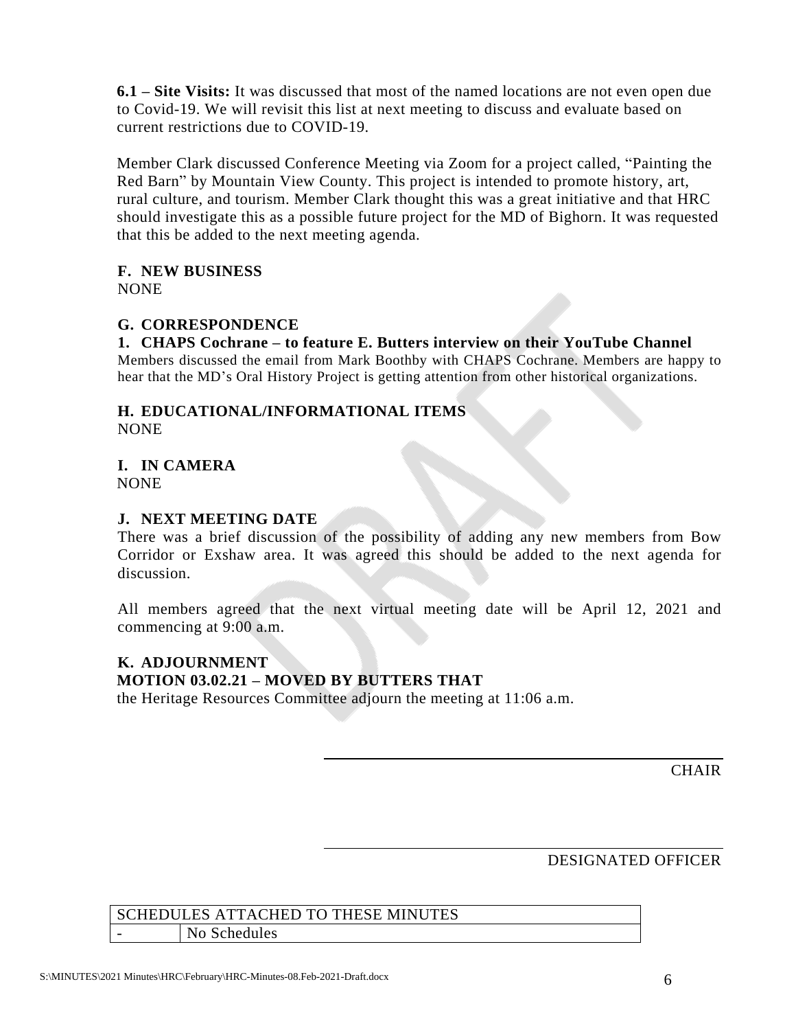**6.1 – Site Visits:** It was discussed that most of the named locations are not even open due to Covid-19. We will revisit this list at next meeting to discuss and evaluate based on current restrictions due to COVID-19.

Member Clark discussed Conference Meeting via Zoom for a project called, "Painting the Red Barn" by Mountain View County. This project is intended to promote history, art, rural culture, and tourism. Member Clark thought this was a great initiative and that HRC should investigate this as a possible future project for the MD of Bighorn. It was requested that this be added to the next meeting agenda.

## F. NEW BUSINESS

NONE

## G. CORRESPONDENCE

### 1. CHAPS Cochrane – to feature E. Butters interview on their YouTube Channel

Members discussed the email from Mark Boothby with CHAPS Cochrane. Members are happy to hear that the MD's Oral History Project is getting attention from other historical organizations.

## H. EDUCATIONAL/INFORMATIONAL ITEMS

NONE

## I. IN CAMERA

NONE

## J. NEXT MEETING DATE

There was a brief discussion of the possibility of adding any new members from Bow Corridor or Exshaw area. It was agreed this should be added to the next agenda for discussion.

All members agreed that the next virtual meeting date will be April 12, 2021 and commencing at 9:00 a.m.

## K. ADJOURNMENT

**MOTION 03.02.21 – MOVED BY BUTTERS THAT**
the Heritage Resources Committee adjourn the meeting at 11:06 a.m.

\_\_\_\_\_\_\_\_\_\_\_\_\_\_\_\_\_\_\_\_\_\_\_\_\_\_\_\_\_\_\_\_\_\_\_\_
CHAIR

\_\_\_\_\_\_\_\_\_\_\_\_\_\_\_\_\_\_\_\_\_\_\_\_\_\_\_\_\_\_\_\_\_\_\_\_
DESIGNATED OFFICER

| SCHEDULES ATTACHED TO THESE MINUTES | |
|---|---|
| - | No Schedules |

S:\MINUTES\2021 Minutes\HRC\February\HRC-Minutes-08.Feb-2021-Draft.docx